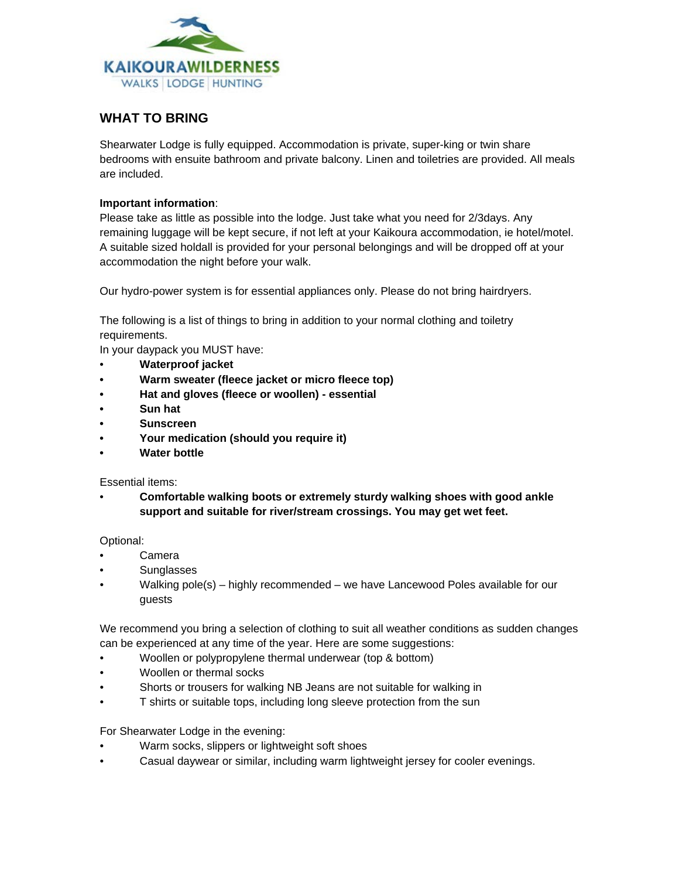KAIKOURA WILDERNESS

WALKS | LODGE | HUNTING

## WHAT TO BRING

Shearwater Lodge is fully equipped. Accommodation is private, super-king or twin share bedrooms with ensuite bathroom and private balcony. Linen and toiletries are provided. All meals are included.

**Important information**:
Please take as little as possible into the lodge. Just take what you need for 2/3days. Any remaining luggage will be kept secure, if not left at your Kaikoura accommodation, ie hotel/motel. A suitable sized holdall is provided for your personal belongings and will be dropped off at your accommodation the night before your walk.

Our hydro-power system is for essential appliances only. Please do not bring hairdryers.

The following is a list of things to bring in addition to your normal clothing and toiletry requirements.
In your daypack you MUST have:

- **Waterproof jacket**
- **Warm sweater (fleece jacket or micro fleece top)**
- **Hat and gloves (fleece or woollen) - essential**
- **Sun hat**
- **Sunscreen**
- **Your medication (should you require it)**
- **Water bottle**

Essential items:

- **Comfortable walking boots or extremely sturdy walking shoes with good ankle support and suitable for river/stream crossings. You may get wet feet.**

Optional:

- Camera
- Sunglasses
- Walking pole(s) – highly recommended – we have Lancewood Poles available for our guests

We recommend you bring a selection of clothing to suit all weather conditions as sudden changes can be experienced at any time of the year. Here are some suggestions:

- Woollen or polypropylene thermal underwear (top & bottom)
- Woollen or thermal socks
- Shorts or trousers for walking NB Jeans are not suitable for walking in
- T shirts or suitable tops, including long sleeve protection from the sun

For Shearwater Lodge in the evening:

- Warm socks, slippers or lightweight soft shoes
- Casual daywear or similar, including warm lightweight jersey for cooler evenings.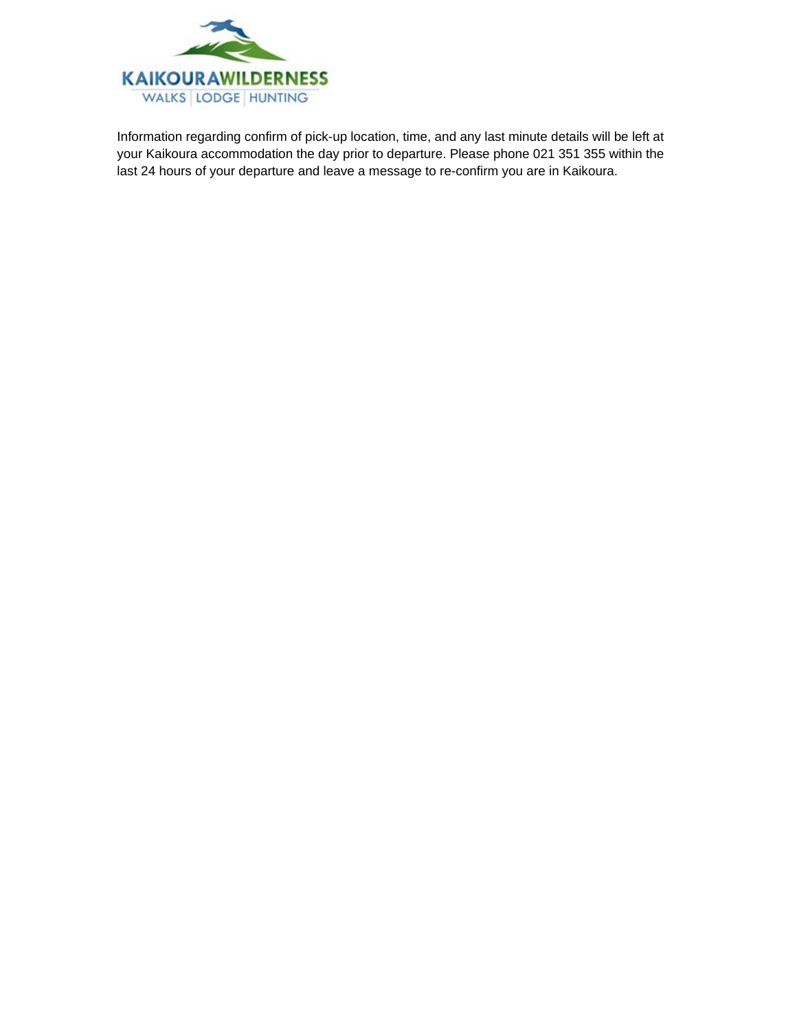KAIKOURAWILDERNESS

WALKS | LODGE | HUNTING

Information regarding confirm of pick-up location, time, and any last minute details will be left at your Kaikoura accommodation the day prior to departure. Please phone 021 351 355 within the last 24 hours of your departure and leave a message to re-confirm you are in Kaikoura.